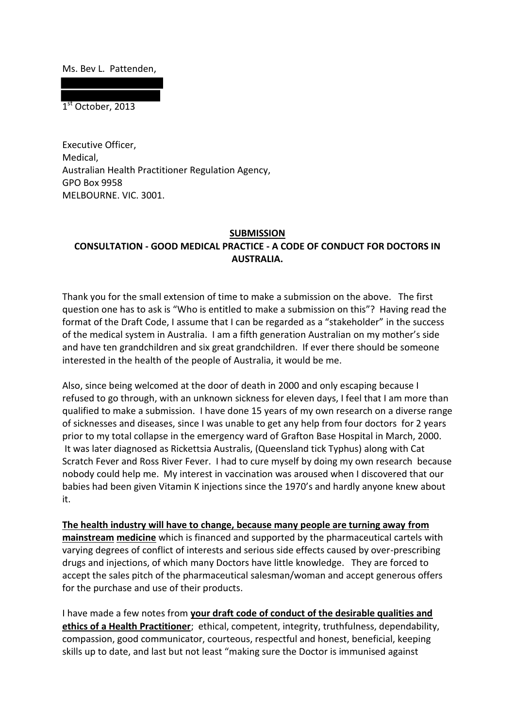Ms. Bev L. Pattenden,

1st October, 2013

Executive Officer,
Medical,
Australian Health Practitioner Regulation Agency,
GPO Box 9958
MELBOURNE. VIC. 3001.

**SUBMISSION**
**CONSULTATION - GOOD MEDICAL PRACTICE - A CODE OF CONDUCT FOR DOCTORS IN AUSTRALIA.**

Thank you for the small extension of time to make a submission on the above. The first question one has to ask is "Who is entitled to make a submission on this"? Having read the format of the Draft Code, I assume that I can be regarded as a "stakeholder" in the success of the medical system in Australia. I am a fifth generation Australian on my mother's side and have ten grandchildren and six great grandchildren. If ever there should be someone interested in the health of the people of Australia, it would be me.

Also, since being welcomed at the door of death in 2000 and only escaping because I refused to go through, with an unknown sickness for eleven days, I feel that I am more than qualified to make a submission. I have done 15 years of my own research on a diverse range of sicknesses and diseases, since I was unable to get any help from four doctors for 2 years prior to my total collapse in the emergency ward of Grafton Base Hospital in March, 2000. It was later diagnosed as Rickettsia Australis, (Queensland tick Typhus) along with Cat Scratch Fever and Ross River Fever. I had to cure myself by doing my own research because nobody could help me. My interest in vaccination was aroused when I discovered that our babies had been given Vitamin K injections since the 1970's and hardly anyone knew about it.

**The health industry will have to change, because many people are turning away from mainstream medicine** which is financed and supported by the pharmaceutical cartels with varying degrees of conflict of interests and serious side effects caused by over-prescribing drugs and injections, of which many Doctors have little knowledge. They are forced to accept the sales pitch of the pharmaceutical salesman/woman and accept generous offers for the purchase and use of their products.

I have made a few notes from **your draft code of conduct of the desirable qualities and ethics of a Health Practitioner**; ethical, competent, integrity, truthfulness, dependability, compassion, good communicator, courteous, respectful and honest, beneficial, keeping skills up to date, and last but not least "making sure the Doctor is immunised against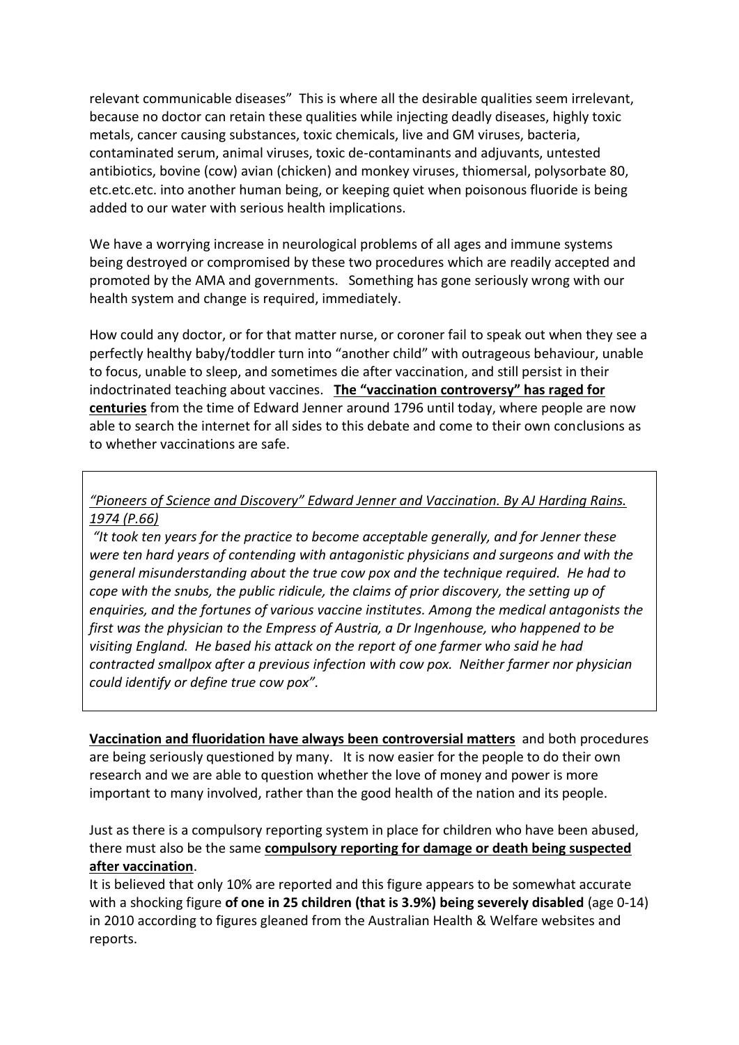relevant communicable diseases" This is where all the desirable qualities seem irrelevant, because no doctor can retain these qualities while injecting deadly diseases, highly toxic metals, cancer causing substances, toxic chemicals, live and GM viruses, bacteria, contaminated serum, animal viruses, toxic de-contaminants and adjuvants, untested antibiotics, bovine (cow) avian (chicken) and monkey viruses, thiomersal, polysorbate 80, etc.etc.etc. into another human being, or keeping quiet when poisonous fluoride is being added to our water with serious health implications.

We have a worrying increase in neurological problems of all ages and immune systems being destroyed or compromised by these two procedures which are readily accepted and promoted by the AMA and governments. Something has gone seriously wrong with our health system and change is required, immediately.

How could any doctor, or for that matter nurse, or coroner fail to speak out when they see a perfectly healthy baby/toddler turn into "another child" with outrageous behaviour, unable to focus, unable to sleep, and sometimes die after vaccination, and still persist in their indoctrinated teaching about vaccines. **The "vaccination controversy" has raged for centuries** from the time of Edward Jenner around 1796 until today, where people are now able to search the internet for all sides to this debate and come to their own conclusions as to whether vaccinations are safe.

> *"Pioneers of Science and Discovery" Edward Jenner and Vaccination. By AJ Harding Rains. 1974 (P.66)*
>
> *"It took ten years for the practice to become acceptable generally, and for Jenner these were ten hard years of contending with antagonistic physicians and surgeons and with the general misunderstanding about the true cow pox and the technique required. He had to cope with the snubs, the public ridicule, the claims of prior discovery, the setting up of enquiries, and the fortunes of various vaccine institutes. Among the medical antagonists the first was the physician to the Empress of Austria, a Dr Ingenhouse, who happened to be visiting England. He based his attack on the report of one farmer who said he had contracted smallpox after a previous infection with cow pox. Neither farmer nor physician could identify or define true cow pox".*

**Vaccination and fluoridation have always been controversial matters** and both procedures are being seriously questioned by many. It is now easier for the people to do their own research and we are able to question whether the love of money and power is more important to many involved, rather than the good health of the nation and its people.

Just as there is a compulsory reporting system in place for children who have been abused, there must also be the same **compulsory reporting for damage or death being suspected after vaccination**.

It is believed that only 10% are reported and this figure appears to be somewhat accurate with a shocking figure **of one in 25 children (that is 3.9%) being severely disabled** (age 0-14) in 2010 according to figures gleaned from the Australian Health & Welfare websites and reports.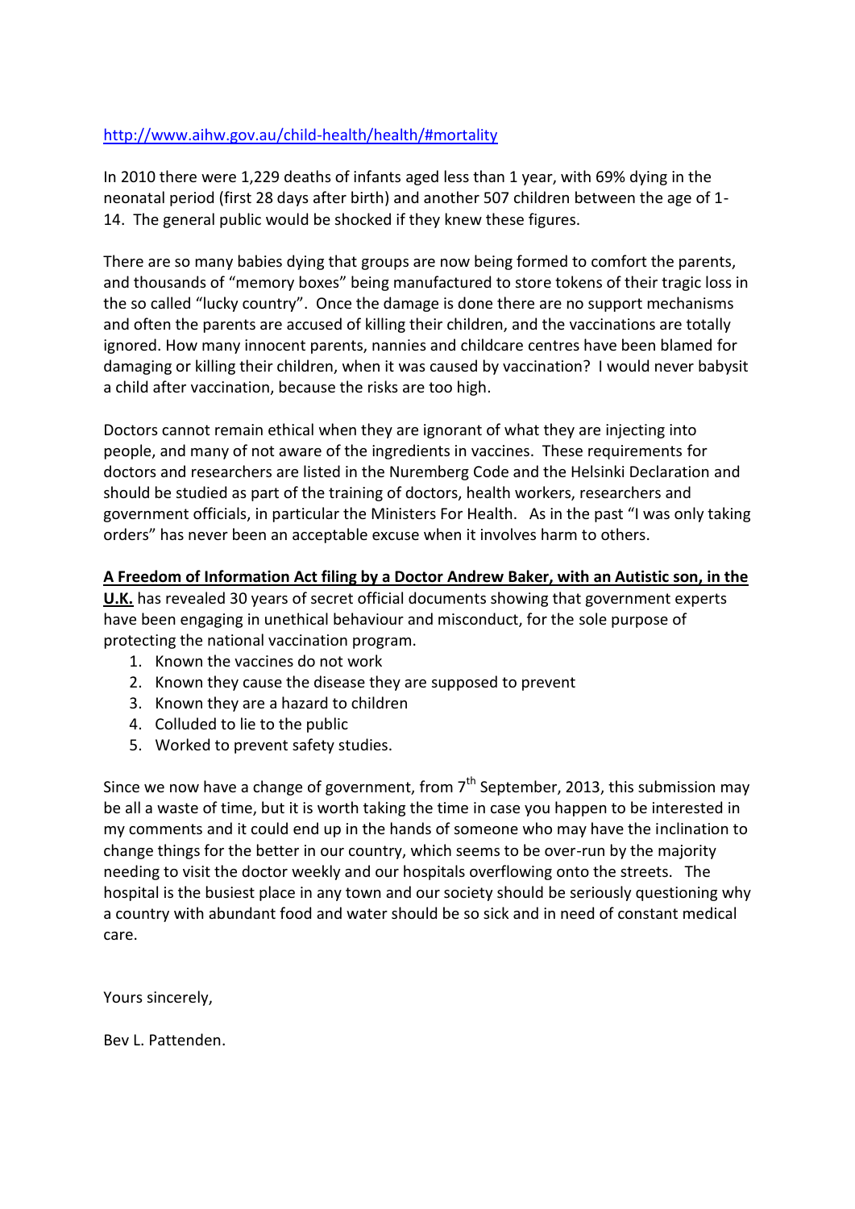http://www.aihw.gov.au/child-health/health/#mortality

In 2010 there were 1,229 deaths of infants aged less than 1 year, with 69% dying in the neonatal period (first 28 days after birth) and another 507 children between the age of 1-14. The general public would be shocked if they knew these figures.

There are so many babies dying that groups are now being formed to comfort the parents, and thousands of "memory boxes" being manufactured to store tokens of their tragic loss in the so called "lucky country". Once the damage is done there are no support mechanisms and often the parents are accused of killing their children, and the vaccinations are totally ignored. How many innocent parents, nannies and childcare centres have been blamed for damaging or killing their children, when it was caused by vaccination? I would never babysit a child after vaccination, because the risks are too high.

Doctors cannot remain ethical when they are ignorant of what they are injecting into people, and many of not aware of the ingredients in vaccines. These requirements for doctors and researchers are listed in the Nuremberg Code and the Helsinki Declaration and should be studied as part of the training of doctors, health workers, researchers and government officials, in particular the Ministers For Health. As in the past "I was only taking orders" has never been an acceptable excuse when it involves harm to others.

**A Freedom of Information Act filing by a Doctor Andrew Baker, with an Autistic son, in the U.K.** has revealed 30 years of secret official documents showing that government experts have been engaging in unethical behaviour and misconduct, for the sole purpose of protecting the national vaccination program.

1. Known the vaccines do not work
2. Known they cause the disease they are supposed to prevent
3. Known they are a hazard to children
4. Colluded to lie to the public
5. Worked to prevent safety studies.

Since we now have a change of government, from 7th September, 2013, this submission may be all a waste of time, but it is worth taking the time in case you happen to be interested in my comments and it could end up in the hands of someone who may have the inclination to change things for the better in our country, which seems to be over-run by the majority needing to visit the doctor weekly and our hospitals overflowing onto the streets. The hospital is the busiest place in any town and our society should be seriously questioning why a country with abundant food and water should be so sick and in need of constant medical care.

Yours sincerely,

Bev L. Pattenden.